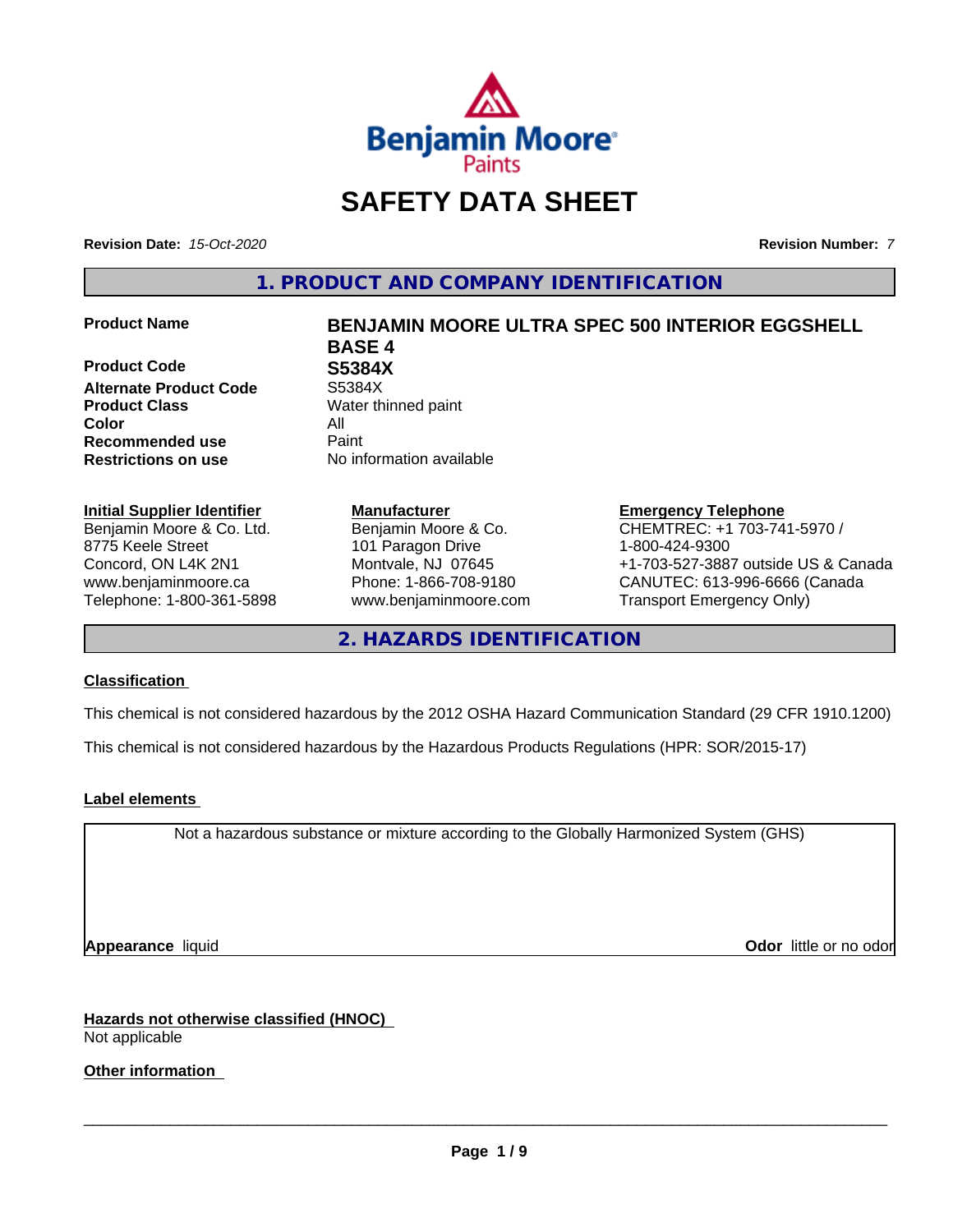# SAFETY DATA SHEET

**Revision Date:** *15-Oct-2020* **Revision Number:** *7*

## 1. PRODUCT AND COMPANY IDENTIFICATION

| | |
|---|---|
| **Product Name** | **BENJAMIN MOORE ULTRA SPEC 500 INTERIOR EGGSHELL BASE 4** |
| **Product Code** | **S5384X** |
| **Alternate Product Code** | S5384X |
| **Product Class** | Water thinned paint |
| **Color** | All |
| **Recommended use** | Paint |
| **Restrictions on use** | No information available |

**Initial Supplier Identifier**
Benjamin Moore & Co. Ltd.
8775 Keele Street
Concord, ON L4K 2N1
www.benjaminmoore.ca
Telephone: 1-800-361-5898

**Manufacturer**
Benjamin Moore & Co.
101 Paragon Drive
Montvale, NJ 07645
Phone: 1-866-708-9180
www.benjaminmoore.com

**Emergency Telephone**
CHEMTREC: +1 703-741-5970 / 1-800-424-9300
+1-703-527-3887 outside US & Canada
CANUTEC: 613-996-6666 (Canada Transport Emergency Only)

## 2. HAZARDS IDENTIFICATION

### Classification

This chemical is not considered hazardous by the 2012 OSHA Hazard Communication Standard (29 CFR 1910.1200)

This chemical is not considered hazardous by the Hazardous Products Regulations (HPR: SOR/2015-17)

### Label elements

Not a hazardous substance or mixture according to the Globally Harmonized System (GHS)

**Appearance** liquid **Odor** little or no odor

### Hazards not otherwise classified (HNOC)

Not applicable

### Other information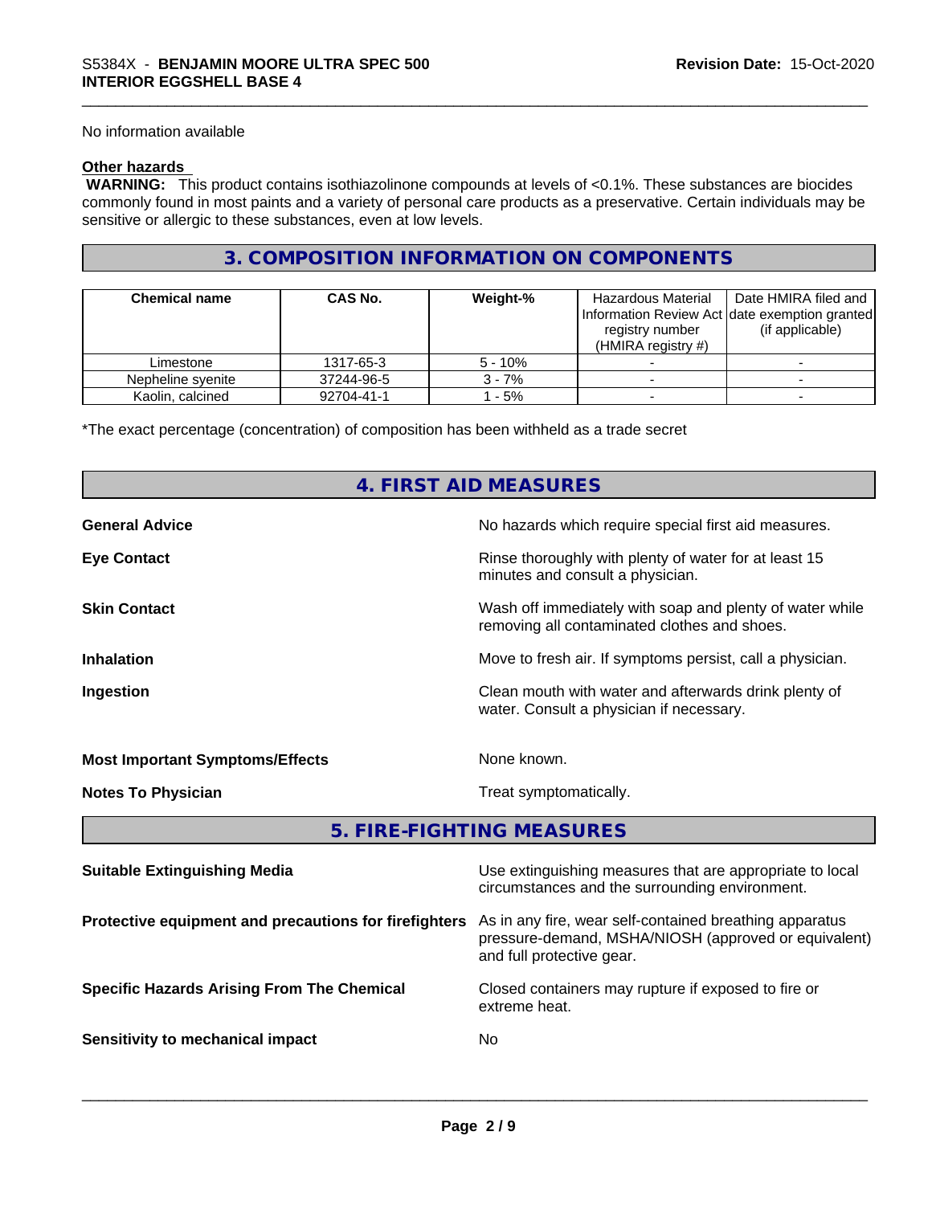No information available

**Other hazards**

**WARNING:** This product contains isothiazolinone compounds at levels of <0.1%. These substances are biocides commonly found in most paints and a variety of personal care products as a preservative. Certain individuals may be sensitive or allergic to these substances, even at low levels.

## 3. COMPOSITION INFORMATION ON COMPONENTS

| Chemical name | CAS No. | Weight-% | Hazardous Material Information Review Act registry number (HMIRA registry #) | Date HMIRA filed and date exemption granted (if applicable) |
|---|---|---|---|---|
| Limestone | 1317-65-3 | 5 - 10% | - | - |
| Nepheline syenite | 37244-96-5 | 3 - 7% | - | - |
| Kaolin, calcined | 92704-41-1 | 1 - 5% | - | - |

*The exact percentage (concentration) of composition has been withheld as a trade secret

## 4. FIRST AID MEASURES

**General Advice** — No hazards which require special first aid measures.

**Eye Contact** — Rinse thoroughly with plenty of water for at least 15 minutes and consult a physician.

**Skin Contact** — Wash off immediately with soap and plenty of water while removing all contaminated clothes and shoes.

**Inhalation** — Move to fresh air. If symptoms persist, call a physician.

**Ingestion** — Clean mouth with water and afterwards drink plenty of water. Consult a physician if necessary.

**Most Important Symptoms/Effects** — None known.

**Notes To Physician** — Treat symptomatically.

## 5. FIRE-FIGHTING MEASURES

**Suitable Extinguishing Media** — Use extinguishing measures that are appropriate to local circumstances and the surrounding environment.

**Protective equipment and precautions for firefighters** — As in any fire, wear self-contained breathing apparatus pressure-demand, MSHA/NIOSH (approved or equivalent) and full protective gear.

**Specific Hazards Arising From The Chemical** — Closed containers may rupture if exposed to fire or extreme heat.

**Sensitivity to mechanical impact** — No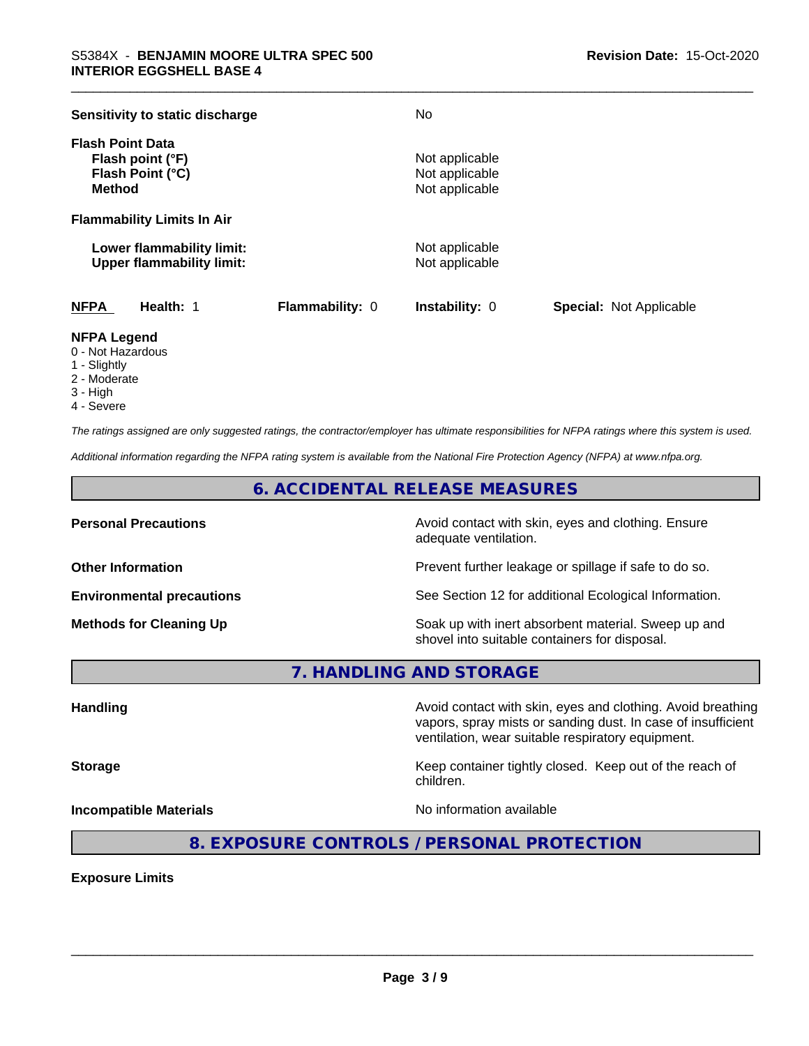| | |
|---|---|
| **Sensitivity to static discharge** | No |

**Flash Point Data**

| | |
|---|---|
| **Flash point (°F)** | Not applicable |
| **Flash Point (°C)** | Not applicable |
| **Method** | Not applicable |

**Flammability Limits In Air**

| | |
|---|---|
| **Lower flammability limit:** | Not applicable |
| **Upper flammability limit:** | Not applicable |

| **NFPA** | **Health:** 1 | **Flammability:** 0 | **Instability:** 0 | **Special:** Not Applicable |
|---|---|---|---|---|

**NFPA Legend**

- 0 - Not Hazardous
- 1 - Slightly
- 2 - Moderate
- 3 - High
- 4 - Severe

*The ratings assigned are only suggested ratings, the contractor/employer has ultimate responsibilities for NFPA ratings where this system is used.*

*Additional information regarding the NFPA rating system is available from the National Fire Protection Agency (NFPA) at www.nfpa.org.*

## 6. ACCIDENTAL RELEASE MEASURES

| | |
|---|---|
| **Personal Precautions** | Avoid contact with skin, eyes and clothing. Ensure adequate ventilation. |
| **Other Information** | Prevent further leakage or spillage if safe to do so. |
| **Environmental precautions** | See Section 12 for additional Ecological Information. |
| **Methods for Cleaning Up** | Soak up with inert absorbent material. Sweep up and shovel into suitable containers for disposal. |

## 7. HANDLING AND STORAGE

| | |
|---|---|
| **Handling** | Avoid contact with skin, eyes and clothing. Avoid breathing vapors, spray mists or sanding dust. In case of insufficient ventilation, wear suitable respiratory equipment. |
| **Storage** | Keep container tightly closed. Keep out of the reach of children. |
| **Incompatible Materials** | No information available |

## 8. EXPOSURE CONTROLS / PERSONAL PROTECTION

**Exposure Limits**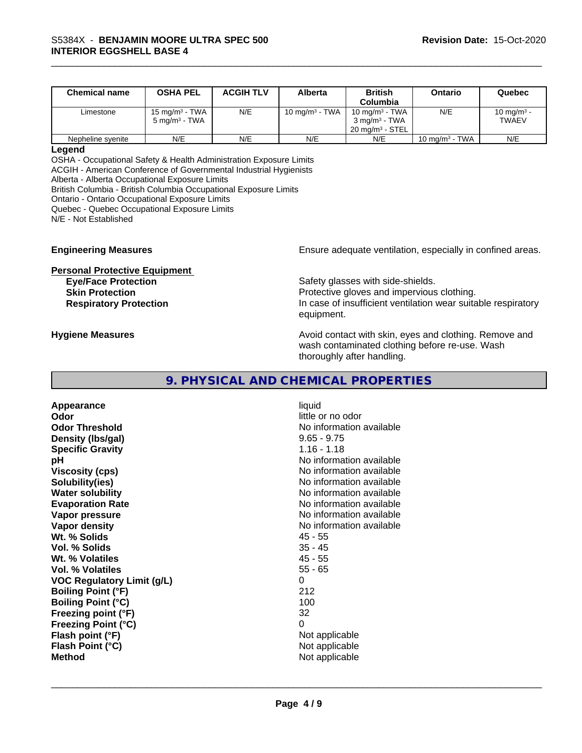| Chemical name | OSHA PEL | ACGIH TLV | Alberta | British Columbia | Ontario | Quebec |
|---|---|---|---|---|---|---|
| Limestone | 15 mg/m³ - TWA<br>5 mg/m³ - TWA | N/E | 10 mg/m³ - TWA | 10 mg/m³ - TWA<br>3 mg/m³ - TWA<br>20 mg/m³ - STEL | N/E | 10 mg/m³ - TWAEV |
| Nepheline syenite | N/E | N/E | N/E | N/E | 10 mg/m³ - TWA | N/E |

**Legend**

OSHA - Occupational Safety & Health Administration Exposure Limits
ACGIH - American Conference of Governmental Industrial Hygienists
Alberta - Alberta Occupational Exposure Limits
British Columbia - British Columbia Occupational Exposure Limits
Ontario - Ontario Occupational Exposure Limits
Quebec - Quebec Occupational Exposure Limits
N/E - Not Established

**Engineering Measures** Ensure adequate ventilation, especially in confined areas.

**Personal Protective Equipment**

**Eye/Face Protection** Safety glasses with side-shields.

**Skin Protection** Protective gloves and impervious clothing.

**Respiratory Protection** In case of insufficient ventilation wear suitable respiratory equipment.

**Hygiene Measures** Avoid contact with skin, eyes and clothing. Remove and wash contaminated clothing before re-use. Wash thoroughly after handling.

## 9. PHYSICAL AND CHEMICAL PROPERTIES

| | |
|---|---|
| **Appearance** | liquid |
| **Odor** | little or no odor |
| **Odor Threshold** | No information available |
| **Density (lbs/gal)** | 9.65 - 9.75 |
| **Specific Gravity** | 1.16 - 1.18 |
| **pH** | No information available |
| **Viscosity (cps)** | No information available |
| **Solubility(ies)** | No information available |
| **Water solubility** | No information available |
| **Evaporation Rate** | No information available |
| **Vapor pressure** | No information available |
| **Vapor density** | No information available |
| **Wt. % Solids** | 45 - 55 |
| **Vol. % Solids** | 35 - 45 |
| **Wt. % Volatiles** | 45 - 55 |
| **Vol. % Volatiles** | 55 - 65 |
| **VOC Regulatory Limit (g/L)** | 0 |
| **Boiling Point (°F)** | 212 |
| **Boiling Point (°C)** | 100 |
| **Freezing point (°F)** | 32 |
| **Freezing Point (°C)** | 0 |
| **Flash point (°F)** | Not applicable |
| **Flash Point (°C)** | Not applicable |
| **Method** | Not applicable |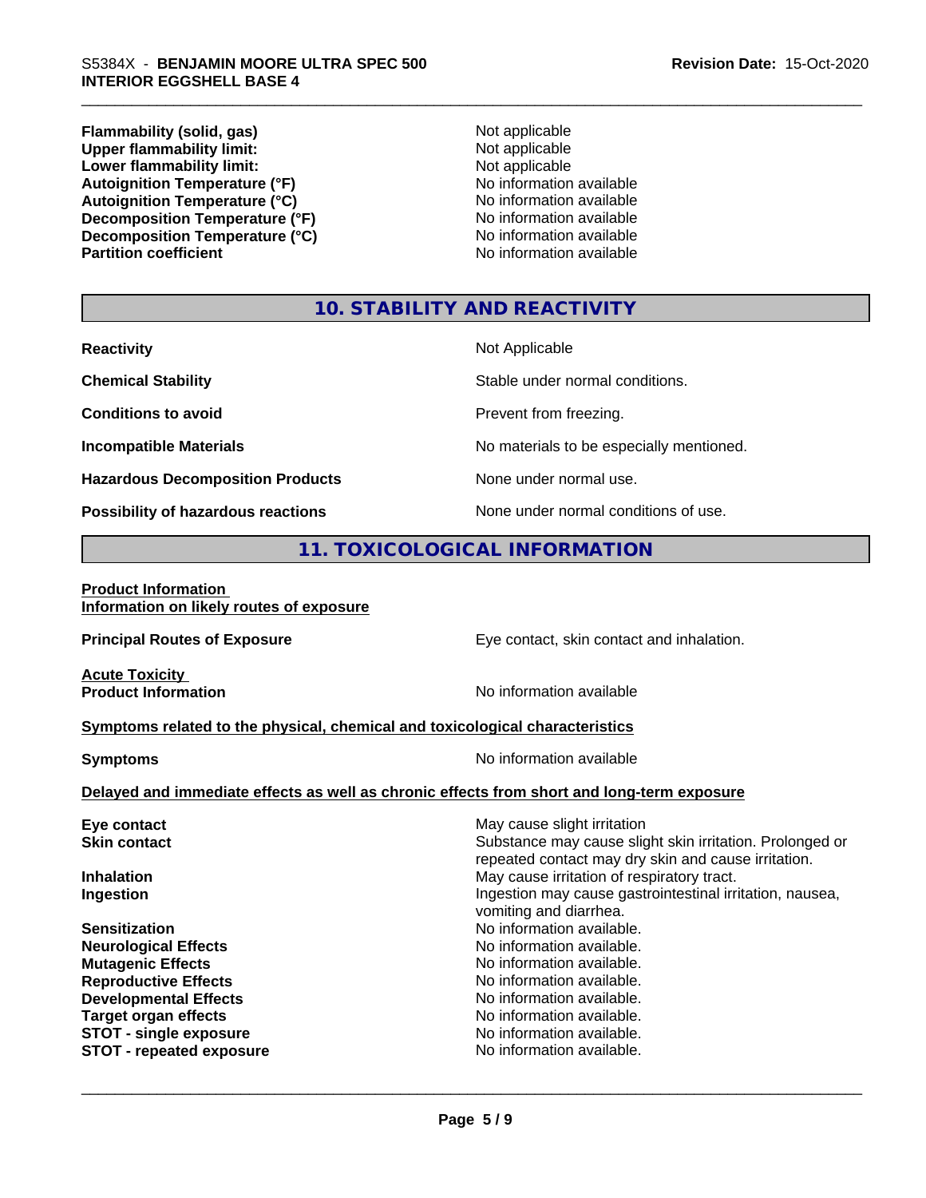| | |
|---|---|
| **Flammability (solid, gas)** | Not applicable |
| **Upper flammability limit:** | Not applicable |
| **Lower flammability limit:** | Not applicable |
| **Autoignition Temperature (°F)** | No information available |
| **Autoignition Temperature (°C)** | No information available |
| **Decomposition Temperature (°F)** | No information available |
| **Decomposition Temperature (°C)** | No information available |
| **Partition coefficient** | No information available |

## 10. STABILITY AND REACTIVITY

| | |
|---|---|
| **Reactivity** | Not Applicable |
| **Chemical Stability** | Stable under normal conditions. |
| **Conditions to avoid** | Prevent from freezing. |
| **Incompatible Materials** | No materials to be especially mentioned. |
| **Hazardous Decomposition Products** | None under normal use. |
| **Possibility of hazardous reactions** | None under normal conditions of use. |

## 11. TOXICOLOGICAL INFORMATION

**Product Information**
**Information on likely routes of exposure**

**Principal Routes of Exposure** — Eye contact, skin contact and inhalation.

**Acute Toxicity**
**Product Information** — No information available

**Symptoms related to the physical, chemical and toxicological characteristics**

**Symptoms** — No information available

**Delayed and immediate effects as well as chronic effects from short and long-term exposure**

| | |
|---|---|
| **Eye contact** | May cause slight irritation |
| **Skin contact** | Substance may cause slight skin irritation. Prolonged or repeated contact may dry skin and cause irritation. |
| **Inhalation** | May cause irritation of respiratory tract. |
| **Ingestion** | Ingestion may cause gastrointestinal irritation, nausea, vomiting and diarrhea. |
| **Sensitization** | No information available. |
| **Neurological Effects** | No information available. |
| **Mutagenic Effects** | No information available. |
| **Reproductive Effects** | No information available. |
| **Developmental Effects** | No information available. |
| **Target organ effects** | No information available. |
| **STOT - single exposure** | No information available. |
| **STOT - repeated exposure** | No information available. |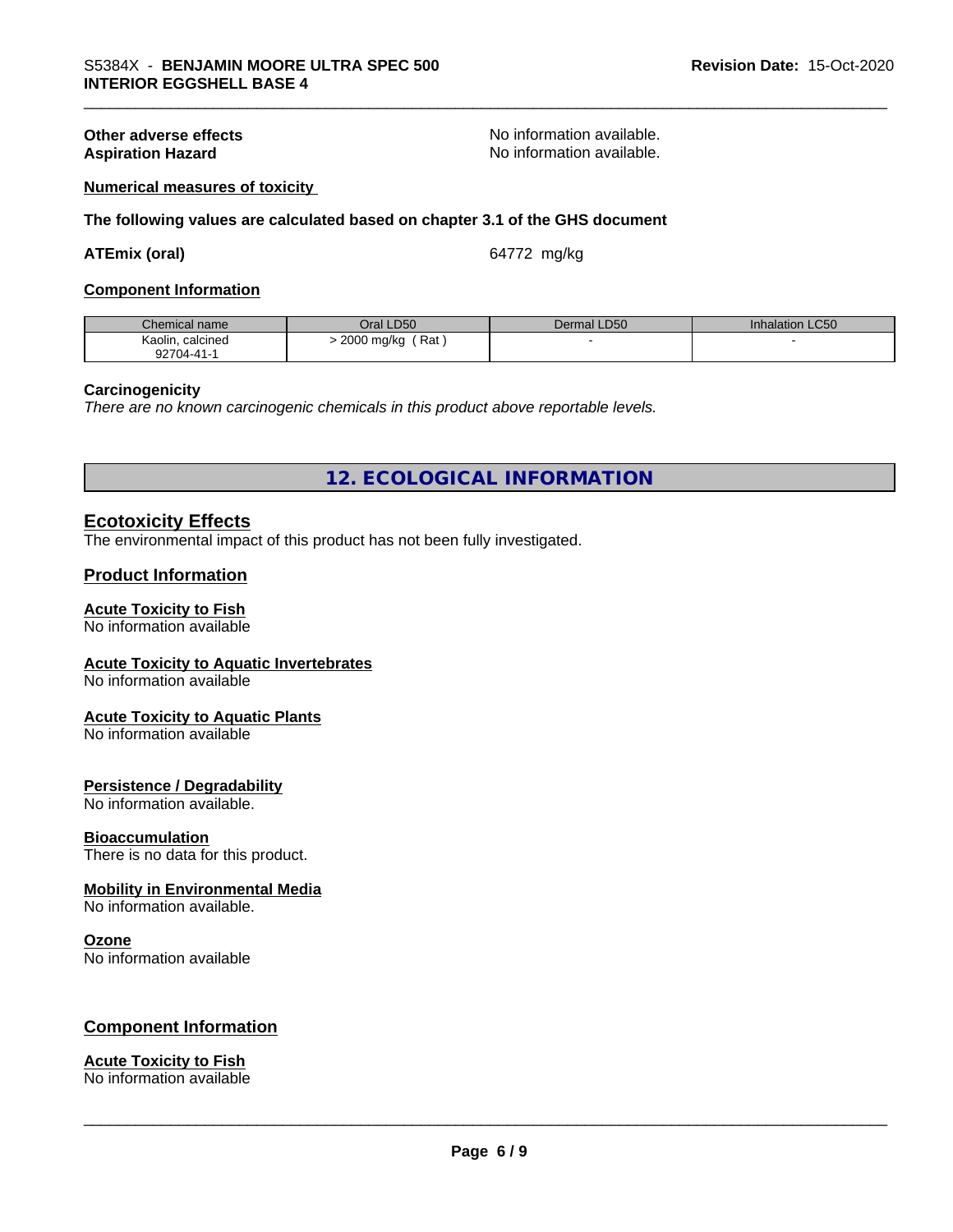**Other adverse effects** No information available.
**Aspiration Hazard** No information available.

**Numerical measures of toxicity**

**The following values are calculated based on chapter 3.1 of the GHS document**

**ATEmix (oral)** 64772 mg/kg

**Component Information**

| Chemical name | Oral LD50 | Dermal LD50 | Inhalation LC50 |
|---|---|---|---|
| Kaolin, calcined 92704-41-1 | > 2000 mg/kg ( Rat ) | - | - |

**Carcinogenicity**
*There are no known carcinogenic chemicals in this product above reportable levels.*

## 12. ECOLOGICAL INFORMATION

### Ecotoxicity Effects
The environmental impact of this product has not been fully investigated.

### Product Information

**Acute Toxicity to Fish**
No information available

**Acute Toxicity to Aquatic Invertebrates**
No information available

**Acute Toxicity to Aquatic Plants**
No information available

**Persistence / Degradability**
No information available.

**Bioaccumulation**
There is no data for this product.

**Mobility in Environmental Media**
No information available.

**Ozone**
No information available

### Component Information

**Acute Toxicity to Fish**
No information available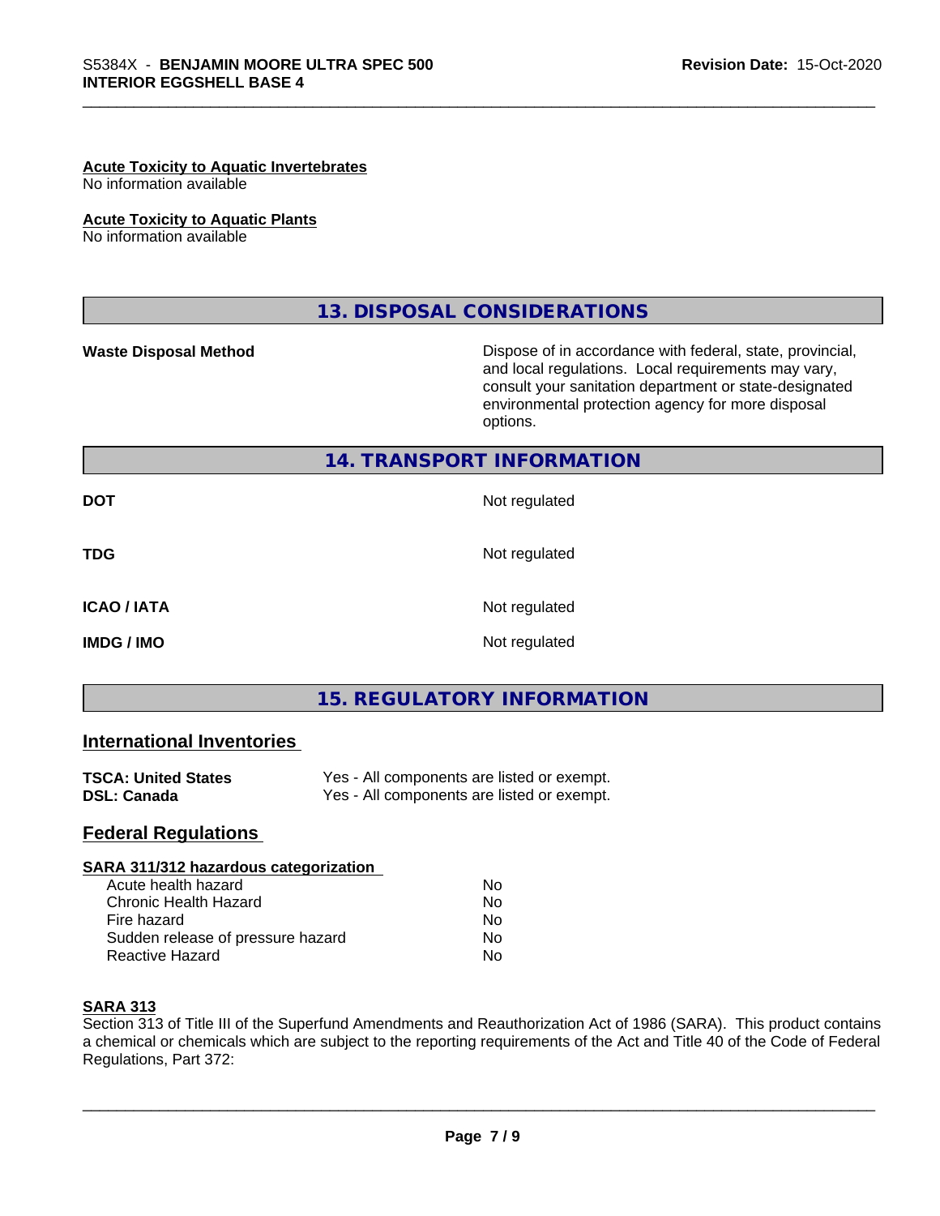**Acute Toxicity to Aquatic Invertebrates**
No information available

**Acute Toxicity to Aquatic Plants**
No information available

## 13. DISPOSAL CONSIDERATIONS

| | |
|---|---|
| **Waste Disposal Method** | Dispose of in accordance with federal, state, provincial, and local regulations. Local requirements may vary, consult your sanitation department or state-designated environmental protection agency for more disposal options. |

## 14. TRANSPORT INFORMATION

| | |
|---|---|
| **DOT** | Not regulated |
| **TDG** | Not regulated |
| **ICAO / IATA** | Not regulated |
| **IMDG / IMO** | Not regulated |

## 15. REGULATORY INFORMATION

### International Inventories

| | |
|---|---|
| **TSCA: United States** | Yes - All components are listed or exempt. |
| **DSL: Canada** | Yes - All components are listed or exempt. |

### Federal Regulations

**SARA 311/312 hazardous categorization**

| | |
|---|---|
| Acute health hazard | No |
| Chronic Health Hazard | No |
| Fire hazard | No |
| Sudden release of pressure hazard | No |
| Reactive Hazard | No |

**SARA 313**
Section 313 of Title III of the Superfund Amendments and Reauthorization Act of 1986 (SARA). This product contains a chemical or chemicals which are subject to the reporting requirements of the Act and Title 40 of the Code of Federal Regulations, Part 372: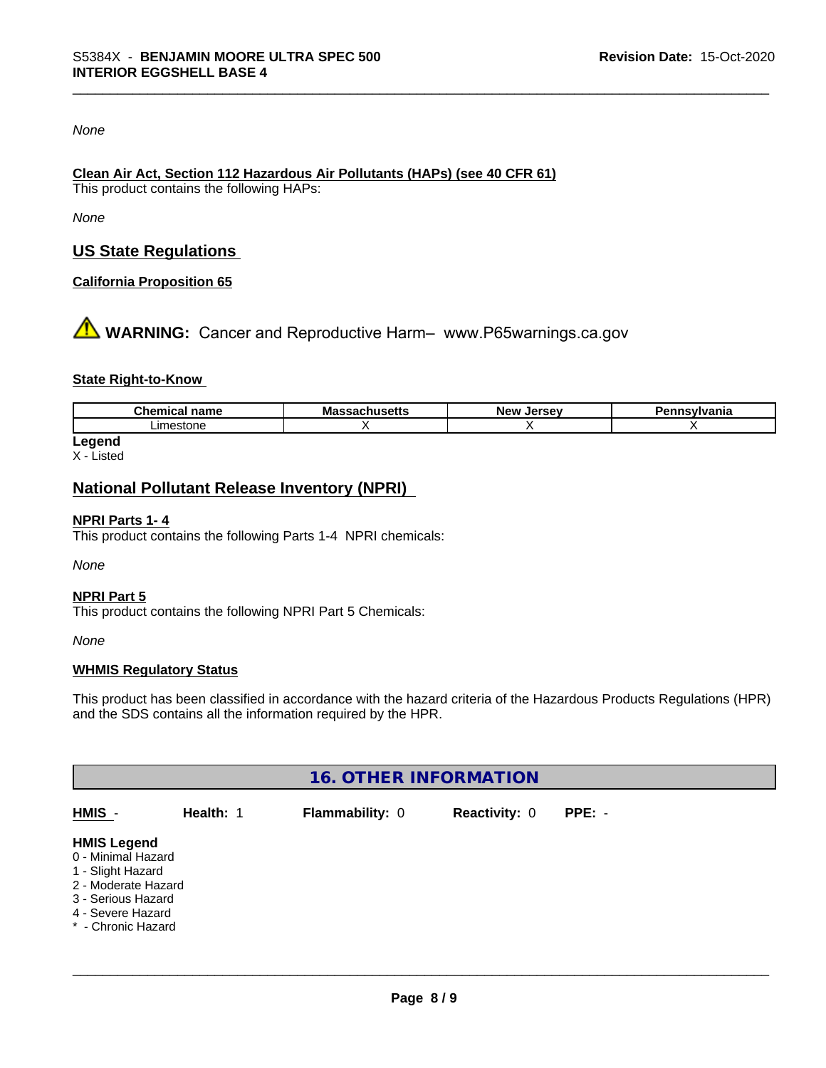*None*

**Clean Air Act, Section 112 Hazardous Air Pollutants (HAPs) (see 40 CFR 61)**

This product contains the following HAPs:

*None*

## US State Regulations

**California Proposition 65**

⚠ **WARNING:** Cancer and Reproductive Harm– www.P65warnings.ca.gov

**State Right-to-Know**

| Chemical name | Massachusetts | New Jersey | Pennsylvania |
|---|---|---|---|
| Limestone | X | X | X |

**Legend**

X - Listed

## National Pollutant Release Inventory (NPRI)

**NPRI Parts 1- 4**

This product contains the following Parts 1-4 NPRI chemicals:

*None*

**NPRI Part 5**

This product contains the following NPRI Part 5 Chemicals:

*None*

**WHMIS Regulatory Status**

This product has been classified in accordance with the hazard criteria of the Hazardous Products Regulations (HPR) and the SDS contains all the information required by the HPR.

## 16. OTHER INFORMATION

**HMIS** - **Health:** 1 **Flammability:** 0 **Reactivity:** 0 **PPE:** -

**HMIS Legend**

0 - Minimal Hazard
1 - Slight Hazard
2 - Moderate Hazard
3 - Serious Hazard
4 - Severe Hazard
* - Chronic Hazard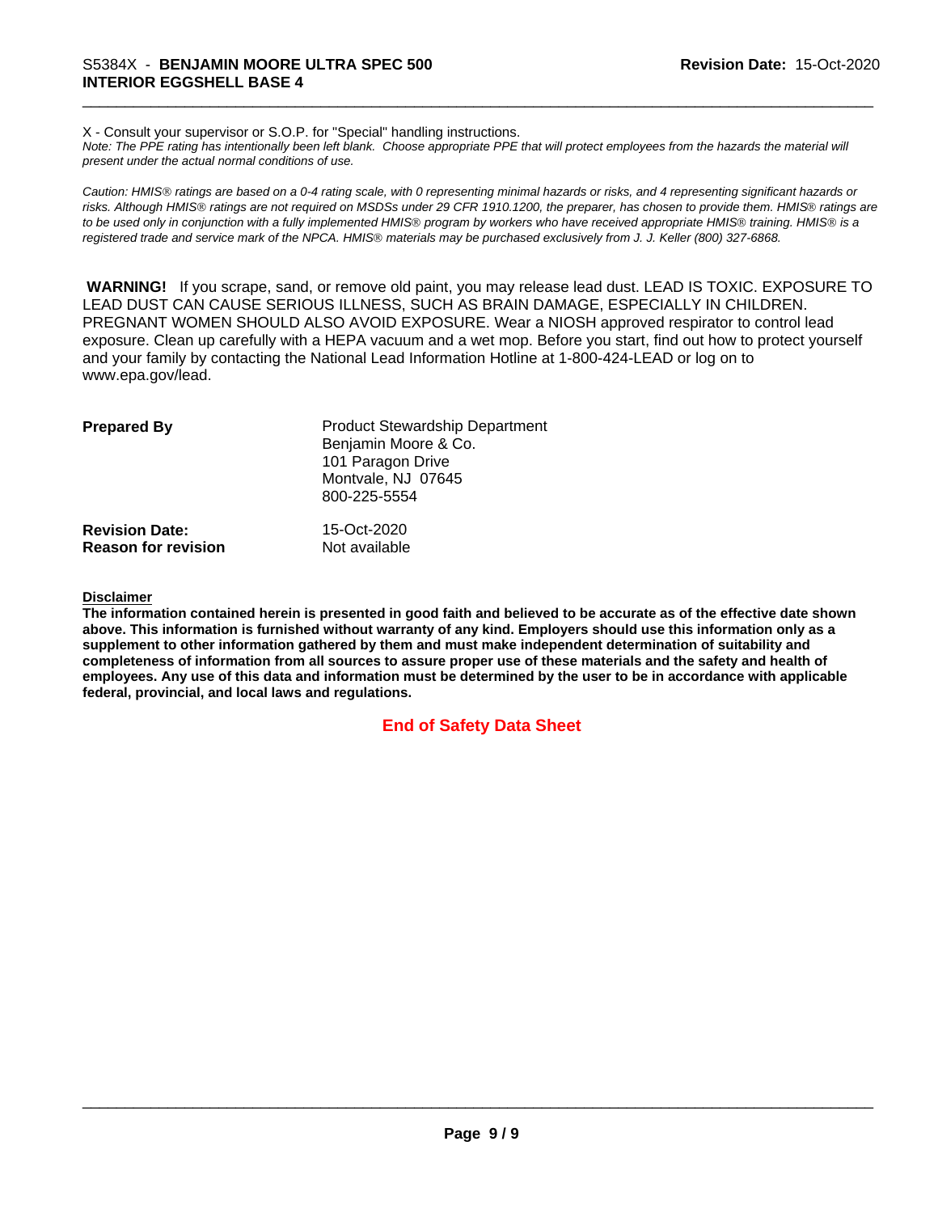X - Consult your supervisor or S.O.P. for "Special" handling instructions.

*Note: The PPE rating has intentionally been left blank. Choose appropriate PPE that will protect employees from the hazards the material will present under the actual normal conditions of use.*

*Caution: HMIS® ratings are based on a 0-4 rating scale, with 0 representing minimal hazards or risks, and 4 representing significant hazards or risks. Although HMIS® ratings are not required on MSDSs under 29 CFR 1910.1200, the preparer, has chosen to provide them. HMIS® ratings are to be used only in conjunction with a fully implemented HMIS® program by workers who have received appropriate HMIS® training. HMIS® is a registered trade and service mark of the NPCA. HMIS® materials may be purchased exclusively from J. J. Keller (800) 327-6868.*

**WARNING!** If you scrape, sand, or remove old paint, you may release lead dust. LEAD IS TOXIC. EXPOSURE TO LEAD DUST CAN CAUSE SERIOUS ILLNESS, SUCH AS BRAIN DAMAGE, ESPECIALLY IN CHILDREN. PREGNANT WOMEN SHOULD ALSO AVOID EXPOSURE. Wear a NIOSH approved respirator to control lead exposure. Clean up carefully with a HEPA vacuum and a wet mop. Before you start, find out how to protect yourself and your family by contacting the National Lead Information Hotline at 1-800-424-LEAD or log on to www.epa.gov/lead.

| | |
|---|---|
| **Prepared By** | Product Stewardship Department<br>Benjamin Moore & Co.<br>101 Paragon Drive<br>Montvale, NJ 07645<br>800-225-5554 |
| **Revision Date:** | 15-Oct-2020 |
| **Reason for revision** | Not available |

**Disclaimer**

**The information contained herein is presented in good faith and believed to be accurate as of the effective date shown above. This information is furnished without warranty of any kind. Employers should use this information only as a supplement to other information gathered by them and must make independent determination of suitability and completeness of information from all sources to assure proper use of these materials and the safety and health of employees. Any use of this data and information must be determined by the user to be in accordance with applicable federal, provincial, and local laws and regulations.**

**End of Safety Data Sheet**